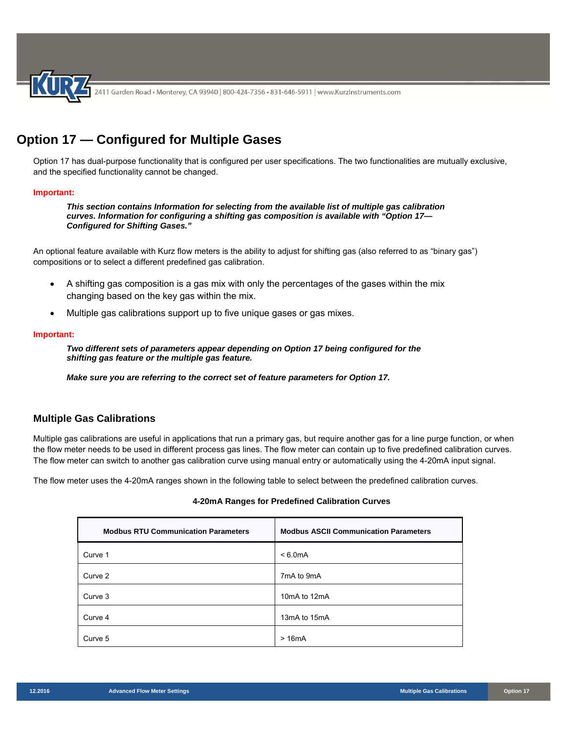# Option 17 — Configured for Multiple Gases

Option 17 has dual-purpose functionality that is configured per user specifications. The two functionalities are mutually exclusive, and the specified functionality cannot be changed.

**Important:**

> ***This section contains Information for selecting from the available list of multiple gas calibration curves. Information for configuring a shifting gas composition is available with "Option 17—Configured for Shifting Gases."***

An optional feature available with Kurz flow meters is the ability to adjust for shifting gas (also referred to as "binary gas") compositions or to select a different predefined gas calibration.

- A shifting gas composition is a gas mix with only the percentages of the gases within the mix changing based on the key gas within the mix.
- Multiple gas calibrations support up to five unique gases or gas mixes.

**Important:**

> ***Two different sets of parameters appear depending on Option 17 being configured for the shifting gas feature or the multiple gas feature.***
>
> ***Make sure you are referring to the correct set of feature parameters for Option 17.***

## Multiple Gas Calibrations

Multiple gas calibrations are useful in applications that run a primary gas, but require another gas for a line purge function, or when the flow meter needs to be used in different process gas lines. The flow meter can contain up to five predefined calibration curves. The flow meter can switch to another gas calibration curve using manual entry or automatically using the 4-20mA input signal.

The flow meter uses the 4-20mA ranges shown in the following table to select between the predefined calibration curves.

**4-20mA Ranges for Predefined Calibration Curves**

| Modbus RTU Communication Parameters | Modbus ASCII Communication Parameters |
|---|---|
| Curve 1 | < 6.0mA |
| Curve 2 | 7mA to 9mA |
| Curve 3 | 10mA to 12mA |
| Curve 4 | 13mA to 15mA |
| Curve 5 | > 16mA |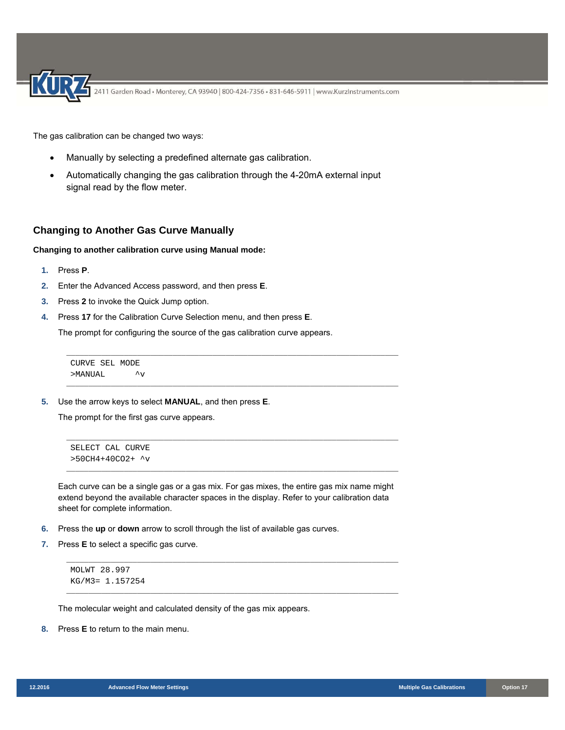The gas calibration can be changed two ways:

- Manually by selecting a predefined alternate gas calibration.
- Automatically changing the gas calibration through the 4-20mA external input signal read by the flow meter.

## Changing to Another Gas Curve Manually

**Changing to another calibration curve using Manual mode:**

1. Press **P**.
2. Enter the Advanced Access password, and then press **E**.
3. Press **2** to invoke the Quick Jump option.
4. Press **17** for the Calibration Curve Selection menu, and then press **E**.

   The prompt for configuring the source of the gas calibration curve appears.

   ```
   CURVE SEL MODE
   >MANUAL      ^v
   ```

5. Use the arrow keys to select **MANUAL**, and then press **E**.

   The prompt for the first gas curve appears.

   ```
   SELECT CAL CURVE
   >50CH4+40CO2+ ^v
   ```

   Each curve can be a single gas or a gas mix. For gas mixes, the entire gas mix name might extend beyond the available character spaces in the display. Refer to your calibration data sheet for complete information.

6. Press the **up** or **down** arrow to scroll through the list of available gas curves.
7. Press **E** to select a specific gas curve.

   ```
   MOLWT 28.997
   KG/M3= 1.157254
   ```

   The molecular weight and calculated density of the gas mix appears.

8. Press **E** to return to the main menu.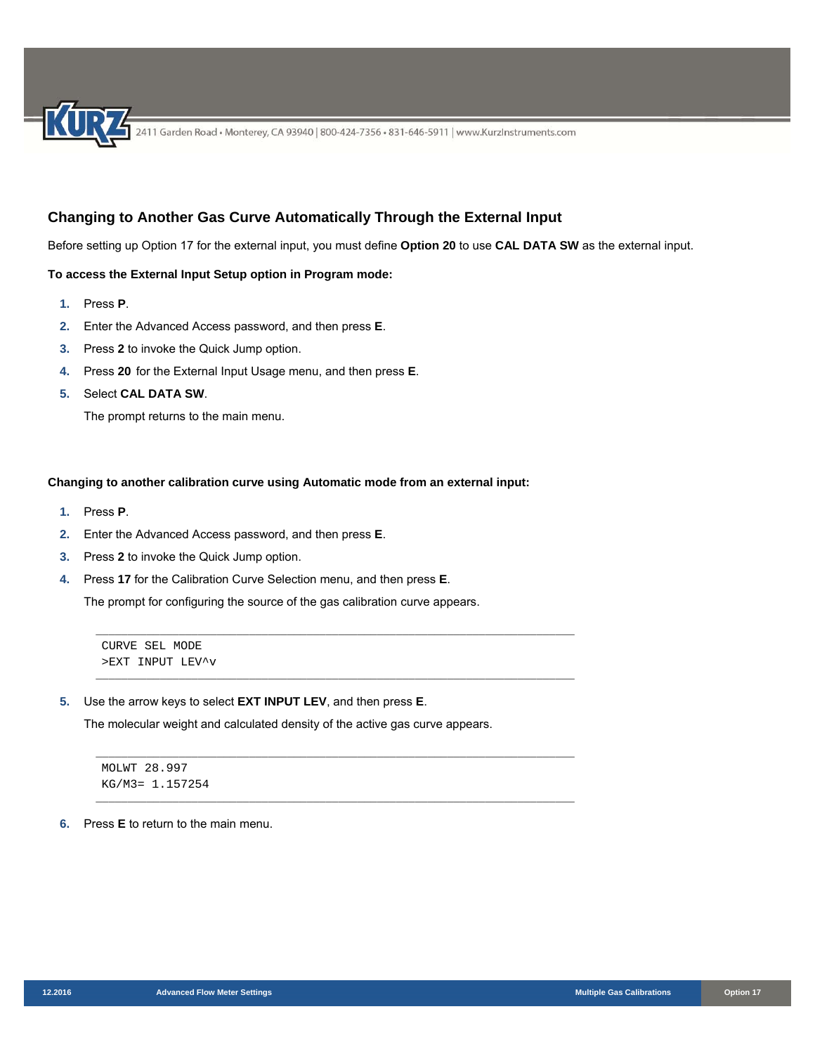## Changing to Another Gas Curve Automatically Through the External Input

Before setting up Option 17 for the external input, you must define **Option 20** to use **CAL DATA SW** as the external input.

**To access the External Input Setup option in Program mode:**

1. Press **P**.
2. Enter the Advanced Access password, and then press **E**.
3. Press **2** to invoke the Quick Jump option.
4. Press **20** for the External Input Usage menu, and then press **E**.
5. Select **CAL DATA SW**.

   The prompt returns to the main menu.

**Changing to another calibration curve using Automatic mode from an external input:**

1. Press **P**.
2. Enter the Advanced Access password, and then press **E**.
3. Press **2** to invoke the Quick Jump option.
4. Press **17** for the Calibration Curve Selection menu, and then press **E**.

   The prompt for configuring the source of the gas calibration curve appears.

   ```
   CURVE SEL MODE
   >EXT INPUT LEV^v
   ```

5. Use the arrow keys to select **EXT INPUT LEV**, and then press **E**.

   The molecular weight and calculated density of the active gas curve appears.

   ```
   MOLWT 28.997
   KG/M3= 1.157254
   ```

6. Press **E** to return to the main menu.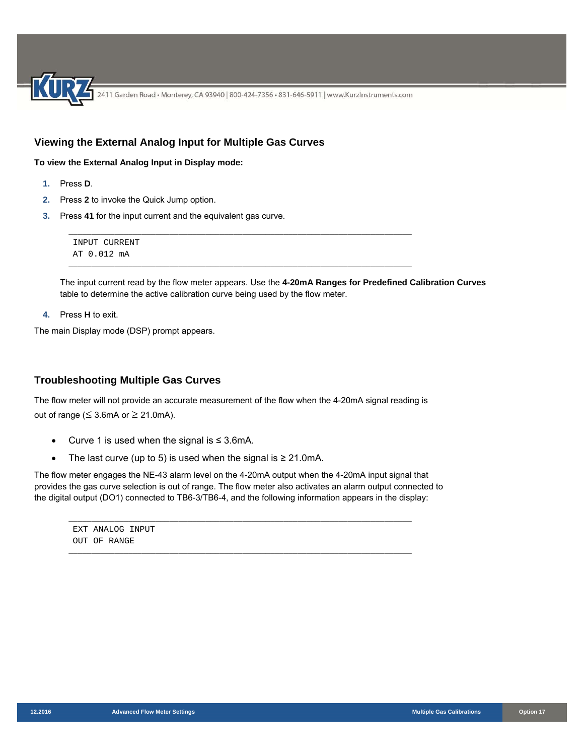## Viewing the External Analog Input for Multiple Gas Curves

**To view the External Analog Input in Display mode:**

1. Press **D**.
2. Press **2** to invoke the Quick Jump option.
3. Press **41** for the input current and the equivalent gas curve.

   ```
   INPUT CURRENT
   AT 0.012 mA
   ```

   The input current read by the flow meter appears. Use the **4-20mA Ranges for Predefined Calibration Curves** table to determine the active calibration curve being used by the flow meter.

4. Press **H** to exit.

The main Display mode (DSP) prompt appears.

## Troubleshooting Multiple Gas Curves

The flow meter will not provide an accurate measurement of the flow when the 4-20mA signal reading is out of range (≤ 3.6mA or ≥ 21.0mA).

- Curve 1 is used when the signal is ≤ 3.6mA.
- The last curve (up to 5) is used when the signal is ≥ 21.0mA.

The flow meter engages the NE-43 alarm level on the 4-20mA output when the 4-20mA input signal that provides the gas curve selection is out of range. The flow meter also activates an alarm output connected to the digital output (DO1) connected to TB6-3/TB6-4, and the following information appears in the display:

```
EXT ANALOG INPUT
OUT OF RANGE
```